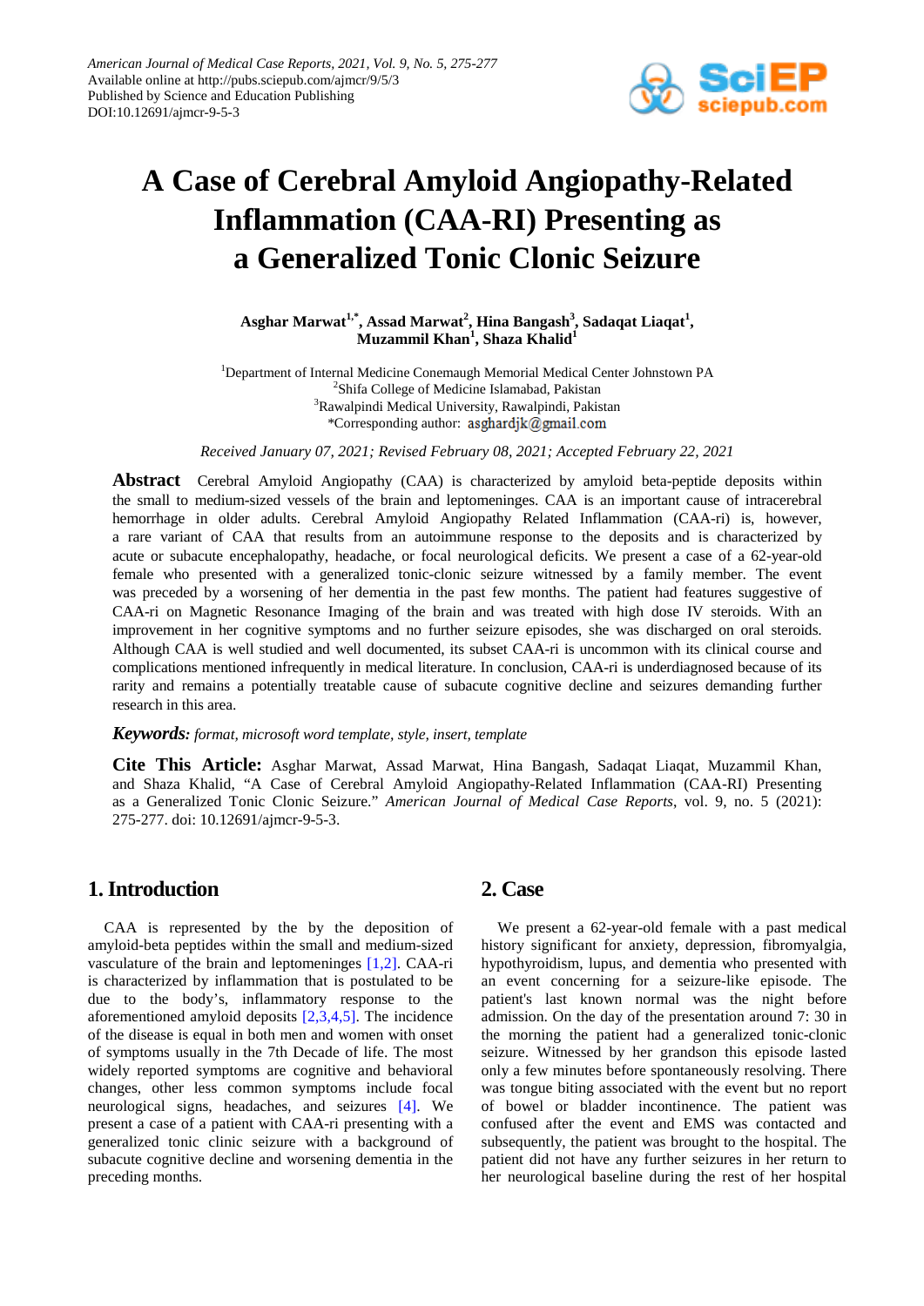American Journal of Medical Case Reports, 2021, Vol. 9, No. 5, 275-277
Available online at http://pubs.sciepub.com/ajmcr/9/5/3
Published by Science and Education Publishing
DOI:10.12691/ajmcr-9-5-3

# A Case of Cerebral Amyloid Angiopathy-Related Inflammation (CAA-RI) Presenting as a Generalized Tonic Clonic Seizure

**Asghar Marwat[1,*], Assad Marwat[2], Hina Bangash[3], Sadaqat Liaqat[1], Muzammil Khan[1], Shaza Khalid[1]**

[1]Department of Internal Medicine Conemaugh Memorial Medical Center Johnstown PA
[2]Shifa College of Medicine Islamabad, Pakistan
[3]Rawalpindi Medical University, Rawalpindi, Pakistan
*Corresponding author: asghardjk@gmail.com

*Received January 07, 2021; Revised February 08, 2021; Accepted February 22, 2021*

**Abstract** Cerebral Amyloid Angiopathy (CAA) is characterized by amyloid beta-peptide deposits within the small to medium-sized vessels of the brain and leptomeninges. CAA is an important cause of intracerebral hemorrhage in older adults. Cerebral Amyloid Angiopathy Related Inflammation (CAA-ri) is, however, a rare variant of CAA that results from an autoimmune response to the deposits and is characterized by acute or subacute encephalopathy, headache, or focal neurological deficits. We present a case of a 62-year-old female who presented with a generalized tonic-clonic seizure witnessed by a family member. The event was preceded by a worsening of her dementia in the past few months. The patient had features suggestive of CAA-ri on Magnetic Resonance Imaging of the brain and was treated with high dose IV steroids. With an improvement in her cognitive symptoms and no further seizure episodes, she was discharged on oral steroids. Although CAA is well studied and well documented, its subset CAA-ri is uncommon with its clinical course and complications mentioned infrequently in medical literature. In conclusion, CAA-ri is underdiagnosed because of its rarity and remains a potentially treatable cause of subacute cognitive decline and seizures demanding further research in this area.

***Keywords:*** *format, microsoft word template, style, insert, template*

**Cite This Article:** Asghar Marwat, Assad Marwat, Hina Bangash, Sadaqat Liaqat, Muzammil Khan, and Shaza Khalid, "A Case of Cerebral Amyloid Angiopathy-Related Inflammation (CAA-RI) Presenting as a Generalized Tonic Clonic Seizure." *American Journal of Medical Case Reports*, vol. 9, no. 5 (2021): 275-277. doi: 10.12691/ajmcr-9-5-3.

## 1. Introduction

CAA is represented by the by the deposition of amyloid-beta peptides within the small and medium-sized vasculature of the brain and leptomeninges [1,2]. CAA-ri is characterized by inflammation that is postulated to be due to the body's, inflammatory response to the aforementioned amyloid deposits [2,3,4,5]. The incidence of the disease is equal in both men and women with onset of symptoms usually in the 7th Decade of life. The most widely reported symptoms are cognitive and behavioral changes, other less common symptoms include focal neurological signs, headaches, and seizures [4]. We present a case of a patient with CAA-ri presenting with a generalized tonic clinic seizure with a background of subacute cognitive decline and worsening dementia in the preceding months.

## 2. Case

We present a 62-year-old female with a past medical history significant for anxiety, depression, fibromyalgia, hypothyroidism, lupus, and dementia who presented with an event concerning for a seizure-like episode. The patient's last known normal was the night before admission. On the day of the presentation around 7: 30 in the morning the patient had a generalized tonic-clonic seizure. Witnessed by her grandson this episode lasted only a few minutes before spontaneously resolving. There was tongue biting associated with the event but no report of bowel or bladder incontinence. The patient was confused after the event and EMS was contacted and subsequently, the patient was brought to the hospital. The patient did not have any further seizures in her return to her neurological baseline during the rest of her hospital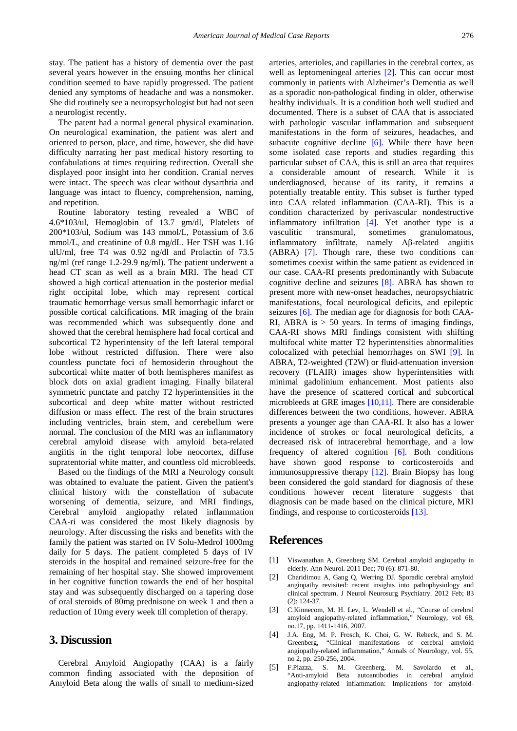stay. The patient has a history of dementia over the past several years however in the ensuing months her clinical condition seemed to have rapidly progressed. The patient denied any symptoms of headache and was a nonsmoker. She did routinely see a neuropsychologist but had not seen a neurologist recently.

The patent had a normal general physical examination. On neurological examination, the patient was alert and oriented to person, place, and time, however, she did have difficulty narrating her past medical history resorting to confabulations at times requiring redirection. Overall she displayed poor insight into her condition. Cranial nerves were intact. The speech was clear without dysarthria and language was intact to fluency, comprehension, naming, and repetition.

Routine laboratory testing revealed a WBC of 4.6*103/ul, Hemoglobin of 13.7 gm/dl, Platelets of 200*103/ul, Sodium was 143 mmol/L, Potassium of 3.6 mmol/L, and creatinine of 0.8 mg/dL. Her TSH was 1.16 ulU/ml, free T4 was 0.92 ng/dl and Prolactin of 73.5 ng/ml (ref range 1.2-29.9 ng/ml). The patient underwent a head CT scan as well as a brain MRI. The head CT showed a high cortical attenuation in the posterior medial right occipital lobe, which may represent cortical traumatic hemorrhage versus small hemorrhagic infarct or possible cortical calcifications. MR imaging of the brain was recommended which was subsequently done and showed that the cerebral hemisphere had focal cortical and subcortical T2 hyperintensity of the left lateral temporal lobe without restricted diffusion. There were also countless punctate foci of hemosiderin throughout the subcortical white matter of both hemispheres manifest as block dots on axial gradient imaging. Finally bilateral symmetric punctate and patchy T2 hyperintensities in the subcortical and deep white matter without restricted diffusion or mass effect. The rest of the brain structures including ventricles, brain stem, and cerebellum were normal. The conclusion of the MRI was an inflammatory cerebral amyloid disease with amyloid beta-related angiitis in the right temporal lobe neocortex, diffuse supratentorial white matter, and countless old microbleeds.

Based on the findings of the MRI a Neurology consult was obtained to evaluate the patient. Given the patient's clinical history with the constellation of subacute worsening of dementia, seizure, and MRI findings, Cerebral amyloid angiopathy related inflammation CAA-ri was considered the most likely diagnosis by neurology. After discussing the risks and benefits with the family the patient was started on IV Solu-Medrol 1000mg daily for 5 days. The patient completed 5 days of IV steroids in the hospital and remained seizure-free for the remaining of her hospital stay. She showed improvement in her cognitive function towards the end of her hospital stay and was subsequently discharged on a tapering dose of oral steroids of 80mg prednisone on week 1 and then a reduction of 10mg every week till completion of therapy.

## 3. Discussion

Cerebral Amyloid Angiopathy (CAA) is a fairly common finding associated with the deposition of Amyloid Beta along the walls of small to medium-sized arteries, arterioles, and capillaries in the cerebral cortex, as well as leptomeningeal arteries [2]. This can occur most commonly in patients with Alzheimer's Dementia as well as a sporadic non-pathological finding in older, otherwise healthy individuals. It is a condition both well studied and documented. There is a subset of CAA that is associated with pathologic vascular inflammation and subsequent manifestations in the form of seizures, headaches, and subacute cognitive decline [6]. While there have been some isolated case reports and studies regarding this particular subset of CAA, this is still an area that requires a considerable amount of research. While it is underdiagnosed, because of its rarity, it remains a potentially treatable entity. This subset is further typed into CAA related inflammation (CAA-RI). This is a condition characterized by perivascular nondestructive inflammatory infiltration [4]. Yet another type is a vasculitic transmural, sometimes granulomatous, inflammatory infiltrate, namely Aβ-related angiitis (ABRA) [7]. Though rare, these two conditions can sometimes coexist within the same patient as evidenced in our case. CAA-RI presents predominantly with Subacute cognitive decline and seizures [8]. ABRA has shown to present more with new-onset headaches, neuropsychiatric manifestations, focal neurological deficits, and epileptic seizures [6]. The median age for diagnosis for both CAA-RI, ABRA is > 50 years. In terms of imaging findings, CAA-RI shows MRI findings consistent with shifting multifocal white matter T2 hyperintensities abnormalities colocalized with petechial hemorrhages on SWI [9]. In ABRA, T2-weighted (T2W) or fluid-attenuation inversion recovery (FLAIR) images show hyperintensities with minimal gadolinium enhancement. Most patients also have the presence of scattered cortical and subcortical microbleeds at GRE images [10,11]. There are considerable differences between the two conditions, however. ABRA presents a younger age than CAA-RI. It also has a lower incidence of strokes or focal neurological deficits, a decreased risk of intracerebral hemorrhage, and a low frequency of altered cognition [6]. Both conditions have shown good response to corticosteroids and immunosuppressive therapy [12]. Brain Biopsy has long been considered the gold standard for diagnosis of these conditions however recent literature suggests that diagnosis can be made based on the clinical picture, MRI findings, and response to corticosteroids [13].

## References

[1] Viswanathan A, Greenberg SM. Cerebral amyloid angiopathy in elderly. Ann Neurol. 2011 Dec; 70 (6): 871-80.

[2] Charidimou A, Gang Q, Werring DJ. Sporadic cerebral amyloid angiopathy revisited: recent insights into pathophysiology and clinical spectrum. J Neurol Neurosurg Psychiatry. 2012 Feb; 83 (2): 124-37.

[3] C.Kinnecom, M. H. Lev, L. Wendell et al., "Course of cerebral amyloid angiopathy-related inflammation," Neurology, vol 68, no.17, pp. 1411-1416, 2007.

[4] J.A. Eng, M. P. Frosch, K. Choi, G. W. Rebeck, and S. M. Greenberg, "Clinical manifestations of cerebral amyloid angiopathy-related inflammation," Annals of Neurology, vol. 55, no 2, pp. 250-256, 2004.

[5] F.Piazza, S. M. Greenberg, M. Savoiardo et al., "Anti-amyloid Beta autoantibodies in cerebral amyloid angiopathy-related inflammation: Implications for amyloid-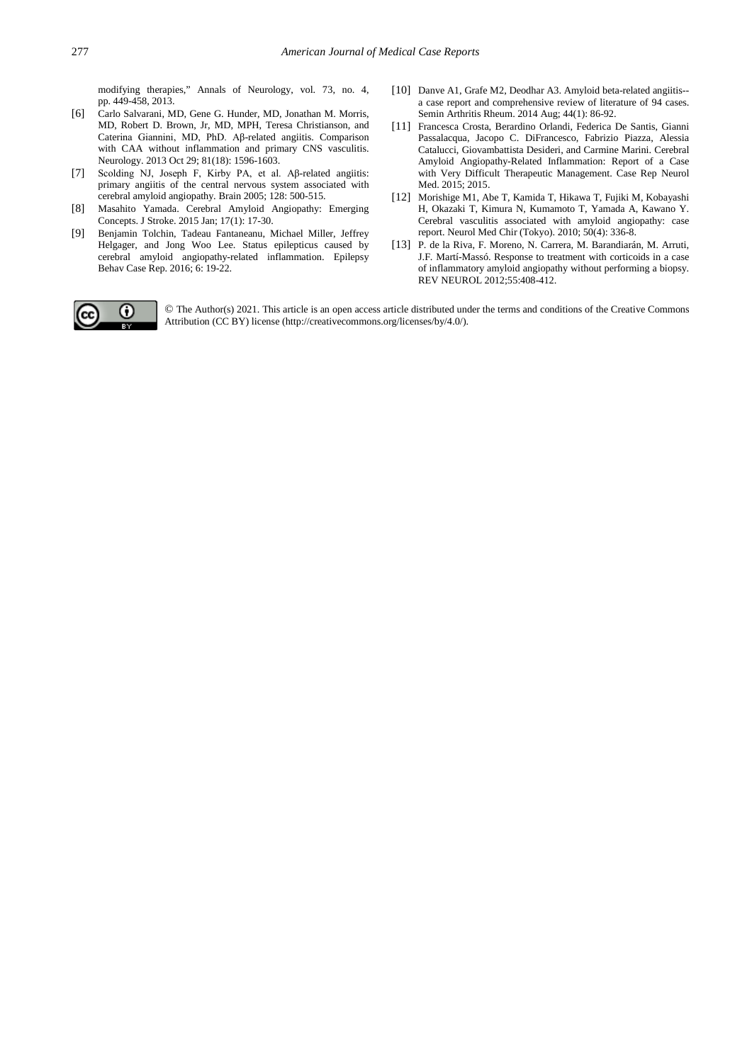modifying therapies," Annals of Neurology, vol. 73, no. 4, pp. 449-458, 2013.

[6] Carlo Salvarani, MD, Gene G. Hunder, MD, Jonathan M. Morris, MD, Robert D. Brown, Jr, MD, MPH, Teresa Christianson, and Caterina Giannini, MD, PhD. Aβ-related angiitis. Comparison with CAA without inflammation and primary CNS vasculitis. Neurology. 2013 Oct 29; 81(18): 1596-1603.

[7] Scolding NJ, Joseph F, Kirby PA, et al. Aβ-related angiitis: primary angiitis of the central nervous system associated with cerebral amyloid angiopathy. Brain 2005; 128: 500-515.

[8] Masahito Yamada. Cerebral Amyloid Angiopathy: Emerging Concepts. J Stroke. 2015 Jan; 17(1): 17-30.

[9] Benjamin Tolchin, Tadeau Fantaneanu, Michael Miller, Jeffrey Helgager, and Jong Woo Lee. Status epilepticus caused by cerebral amyloid angiopathy-related inflammation. Epilepsy Behav Case Rep. 2016; 6: 19-22.

[10] Danve A1, Grafe M2, Deodhar A3. Amyloid beta-related angiitis--a case report and comprehensive review of literature of 94 cases. Semin Arthritis Rheum. 2014 Aug; 44(1): 86-92.

[11] Francesca Crosta, Berardino Orlandi, Federica De Santis, Gianni Passalacqua, Jacopo C. DiFrancesco, Fabrizio Piazza, Alessia Catalucci, Giovambattista Desideri, and Carmine Marini. Cerebral Amyloid Angiopathy-Related Inflammation: Report of a Case with Very Difficult Therapeutic Management. Case Rep Neurol Med. 2015; 2015.

[12] Morishige M1, Abe T, Kamida T, Hikawa T, Fujiki M, Kobayashi H, Okazaki T, Kimura N, Kumamoto T, Yamada A, Kawano Y. Cerebral vasculitis associated with amyloid angiopathy: case report. Neurol Med Chir (Tokyo). 2010; 50(4): 336-8.

[13] P. de la Riva, F. Moreno, N. Carrera, M. Barandiarán, M. Arruti, J.F. Martí-Massó. Response to treatment with corticoids in a case of inflammatory amyloid angiopathy without performing a biopsy. REV NEUROL 2012;55:408-412.

© The Author(s) 2021. This article is an open access article distributed under the terms and conditions of the Creative Commons Attribution (CC BY) license (http://creativecommons.org/licenses/by/4.0/).